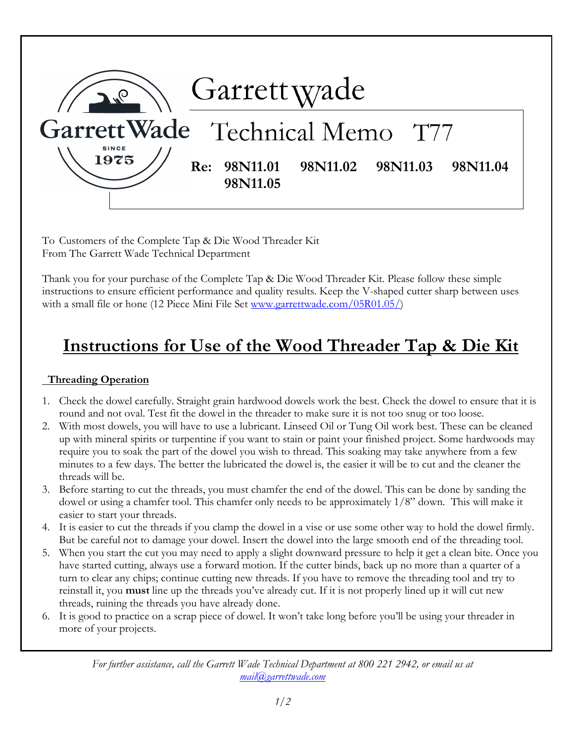# Garrett Wade

## Technical Memo T77

**Re: 98N11.01 98N11.02 98N11.03 98N11.04 98N11.05**

To Customers of the Complete Tap & Die Wood Threader Kit
From The Garrett Wade Technical Department

Thank you for your purchase of the Complete Tap & Die Wood Threader Kit. Please follow these simple instructions to ensure efficient performance and quality results. Keep the V-shaped cutter sharp between uses with a small file or hone (12 Piece Mini File Set www.garrettwade.com/05R01.05/)

# Instructions for Use of the Wood Threader Tap & Die Kit

### Threading Operation

1. Check the dowel carefully. Straight grain hardwood dowels work the best. Check the dowel to ensure that it is round and not oval. Test fit the dowel in the threader to make sure it is not too snug or too loose.
2. With most dowels, you will have to use a lubricant. Linseed Oil or Tung Oil work best. These can be cleaned up with mineral spirits or turpentine if you want to stain or paint your finished project. Some hardwoods may require you to soak the part of the dowel you wish to thread. This soaking may take anywhere from a few minutes to a few days. The better the lubricated the dowel is, the easier it will be to cut and the cleaner the threads will be.
3. Before starting to cut the threads, you must chamfer the end of the dowel. This can be done by sanding the dowel or using a chamfer tool. This chamfer only needs to be approximately 1/8" down. This will make it easier to start your threads.
4. It is easier to cut the threads if you clamp the dowel in a vise or use some other way to hold the dowel firmly. But be careful not to damage your dowel. Insert the dowel into the large smooth end of the threading tool.
5. When you start the cut you may need to apply a slight downward pressure to help it get a clean bite. Once you have started cutting, always use a forward motion. If the cutter binds, back up no more than a quarter of a turn to clear any chips; continue cutting new threads. If you have to remove the threading tool and try to reinstall it, you **must** line up the threads you've already cut. If it is not properly lined up it will cut new threads, ruining the threads you have already done.
6. It is good to practice on a scrap piece of dowel. It won't take long before you'll be using your threader in more of your projects.

*For further assistance, call the Garrett Wade Technical Department at 800 221 2942, or email us at mail@garrettwade.com*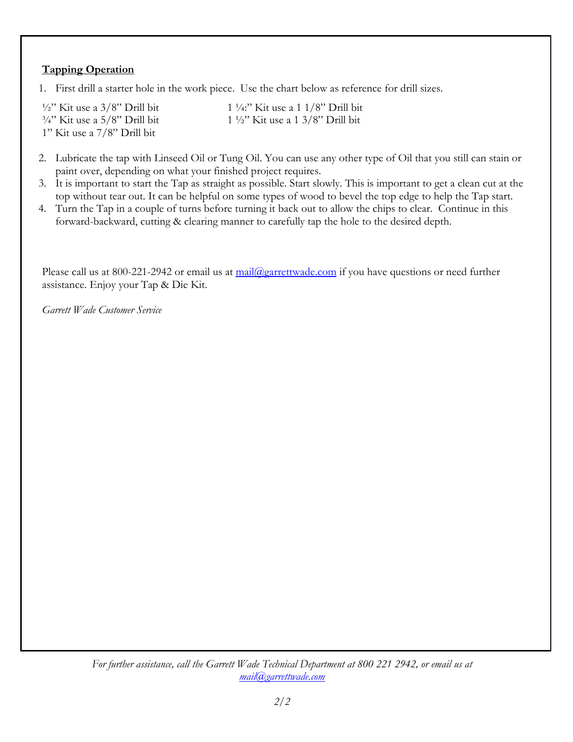**Tapping Operation**

1. First drill a starter hole in the work piece. Use the chart below as reference for drill sizes.

½" Kit use a 3/8" Drill bit
¾" Kit use a 5/8" Drill bit
1" Kit use a 7/8" Drill bit
1 ¼:" Kit use a 1 1/8" Drill bit
1 ½" Kit use a 1 3/8" Drill bit

2. Lubricate the tap with Linseed Oil or Tung Oil. You can use any other type of Oil that you still can stain or paint over, depending on what your finished project requires.
3. It is important to start the Tap as straight as possible. Start slowly. This is important to get a clean cut at the top without tear out. It can be helpful on some types of wood to bevel the top edge to help the Tap start.
4. Turn the Tap in a couple of turns before turning it back out to allow the chips to clear. Continue in this forward-backward, cutting & clearing manner to carefully tap the hole to the desired depth.

Please call us at 800-221-2942 or email us at mail@garrettwade.com if you have questions or need further assistance. Enjoy your Tap & Die Kit.

*Garrett Wade Customer Service*

*For further assistance, call the Garrett Wade Technical Department at 800 221 2942, or email us at mail@garrettwade.com*